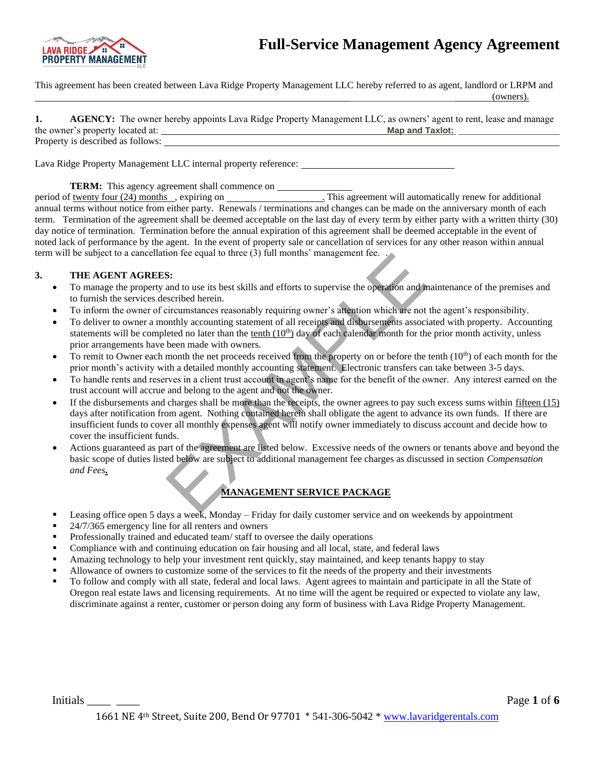# Full-Service Management Agency Agreement

This agreement has been created between Lava Ridge Property Management LLC hereby referred to as agent, landlord or LRPM and _______________________________________________ (owners).

**1. AGENCY:** The owner hereby appoints Lava Ridge Property Management LLC, as owners' agent to rent, lease and manage the owner's property located at: _______________________ **Map and Taxlot:** _______________
Property is described as follows: _______________________________________________

Lava Ridge Property Management LLC internal property reference: _______________________

**TERM:** This agency agreement shall commence on _______________ period of twenty four (24) months , expiring on _______________. This agreement will automatically renew for additional annual terms without notice from either party. Renewals / terminations and changes can be made on the anniversary month of each term. Termination of the agreement shall be deemed acceptable on the last day of every term by either party with a written thirty (30) day notice of termination. Termination before the annual expiration of this agreement shall be deemed acceptable in the event of noted lack of performance by the agent. In the event of property sale or cancellation of services for any other reason within annual term will be subject to a cancellation fee equal to three (3) full months' management fee. .

**3. THE AGENT AGREES:**

- To manage the property and to use its best skills and efforts to supervise the operation and maintenance of the premises and to furnish the services described herein.
- To inform the owner of circumstances reasonably requiring owner's attention which are not the agent's responsibility.
- To deliver to owner a monthly accounting statement of all receipts and disbursements associated with property. Accounting statements will be completed no later than the tenth (10th) day of each calendar month for the prior month activity, unless prior arrangements have been made with owners.
- To remit to Owner each month the net proceeds received from the property on or before the tenth (10th) of each month for the prior month's activity with a detailed monthly accounting statement. Electronic transfers can take between 3-5 days.
- To handle rents and reserves in a client trust account in agent's name for the benefit of the owner. Any interest earned on the trust account will accrue and belong to the agent and not the owner.
- If the disbursements and charges shall be more than the receipts, the owner agrees to pay such excess sums within fifteen (15) days after notification from agent. Nothing contained herein shall obligate the agent to advance its own funds. If there are insufficient funds to cover all monthly expenses agent will notify owner immediately to discuss account and decide how to cover the insufficient funds.
- Actions guaranteed as part of the agreement are listed below. Excessive needs of the owners or tenants above and beyond the basic scope of duties listed below are subject to additional management fee charges as discussed in section *Compensation and Fees*.

**MANAGEMENT SERVICE PACKAGE**

- Leasing office open 5 days a week, Monday – Friday for daily customer service and on weekends by appointment
- 24/7/365 emergency line for all renters and owners
- Professionally trained and educated team/ staff to oversee the daily operations
- Compliance with and continuing education on fair housing and all local, state, and federal laws
- Amazing technology to help your investment rent quickly, stay maintained, and keep tenants happy to stay
- Allowance of owners to customize some of the services to fit the needs of the property and their investments
- To follow and comply with all state, federal and local laws. Agent agrees to maintain and participate in all the State of Oregon real estate laws and licensing requirements. At no time will the agent be required or expected to violate any law, discriminate against a renter, customer or person doing any form of business with Lava Ridge Property Management.

Initials ____ ____

1661 NE 4th Street, Suite 200, Bend Or 97701 * 541-306-5042 * www.lavaridgerentals.com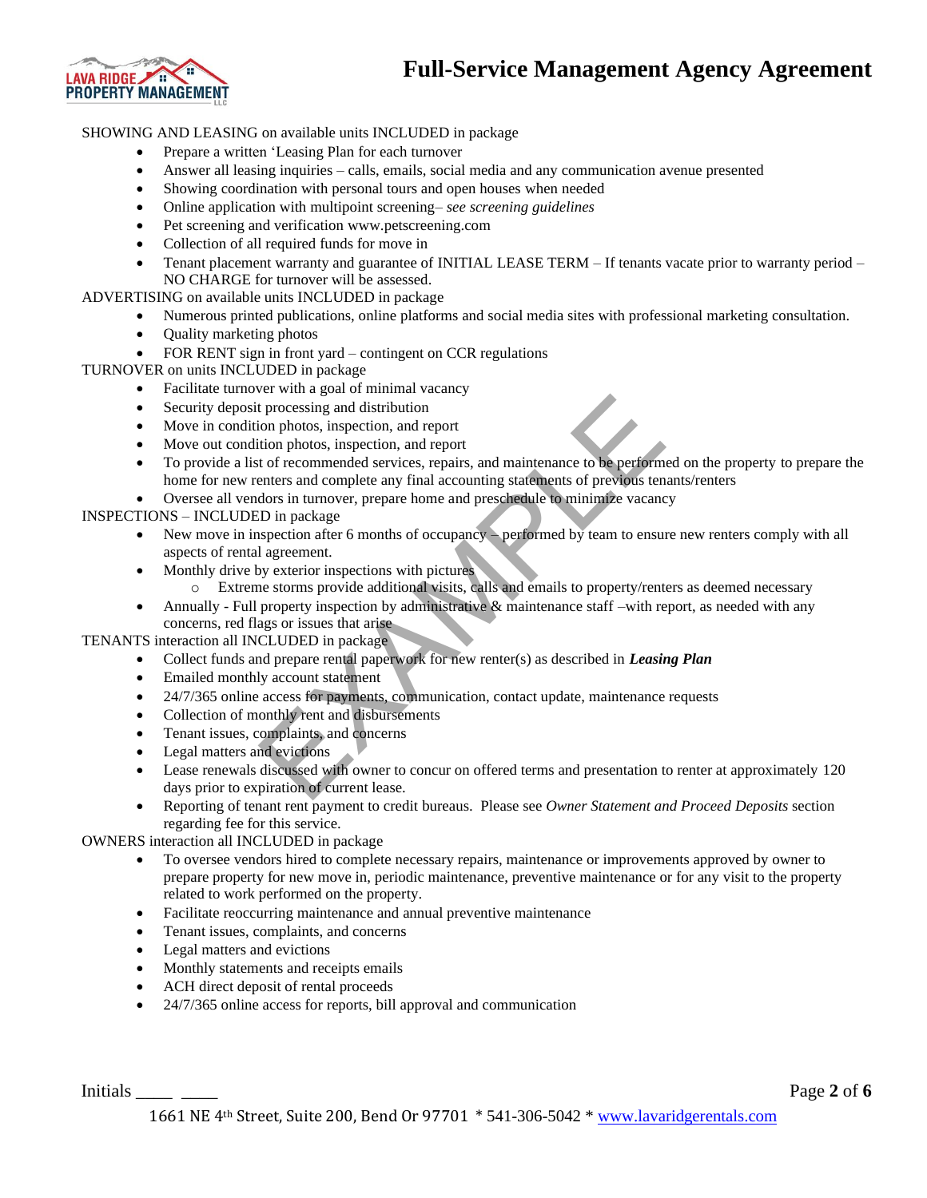SHOWING AND LEASING on available units INCLUDED in package

- Prepare a written 'Leasing Plan for each turnover
- Answer all leasing inquiries – calls, emails, social media and any communication avenue presented
- Showing coordination with personal tours and open houses when needed
- Online application with multipoint screening– *see screening guidelines*
- Pet screening and verification www.petscreening.com
- Collection of all required funds for move in
- Tenant placement warranty and guarantee of INITIAL LEASE TERM – If tenants vacate prior to warranty period – NO CHARGE for turnover will be assessed.

ADVERTISING on available units INCLUDED in package

- Numerous printed publications, online platforms and social media sites with professional marketing consultation.
- Quality marketing photos
- FOR RENT sign in front yard – contingent on CCR regulations

TURNOVER on units INCLUDED in package

- Facilitate turnover with a goal of minimal vacancy
- Security deposit processing and distribution
- Move in condition photos, inspection, and report
- Move out condition photos, inspection, and report
- To provide a list of recommended services, repairs, and maintenance to be performed on the property to prepare the home for new renters and complete any final accounting statements of previous tenants/renters
- Oversee all vendors in turnover, prepare home and preschedule to minimize vacancy

INSPECTIONS – INCLUDED in package

- New move in inspection after 6 months of occupancy – performed by team to ensure new renters comply with all aspects of rental agreement.
- Monthly drive by exterior inspections with pictures
  - Extreme storms provide additional visits, calls and emails to property/renters as deemed necessary
- Annually - Full property inspection by administrative & maintenance staff –with report, as needed with any concerns, red flags or issues that arise

TENANTS interaction all INCLUDED in package

- Collect funds and prepare rental paperwork for new renter(s) as described in ***Leasing Plan***
- Emailed monthly account statement
- 24/7/365 online access for payments, communication, contact update, maintenance requests
- Collection of monthly rent and disbursements
- Tenant issues, complaints, and concerns
- Legal matters and evictions
- Lease renewals discussed with owner to concur on offered terms and presentation to renter at approximately 120 days prior to expiration of current lease.
- Reporting of tenant rent payment to credit bureaus. Please see *Owner Statement and Proceed Deposits* section regarding fee for this service.

OWNERS interaction all INCLUDED in package

- To oversee vendors hired to complete necessary repairs, maintenance or improvements approved by owner to prepare property for new move in, periodic maintenance, preventive maintenance or for any visit to the property related to work performed on the property.
- Facilitate reoccurring maintenance and annual preventive maintenance
- Tenant issues, complaints, and concerns
- Legal matters and evictions
- Monthly statements and receipts emails
- ACH direct deposit of rental proceeds
- 24/7/365 online access for reports, bill approval and communication

Initials ____ ____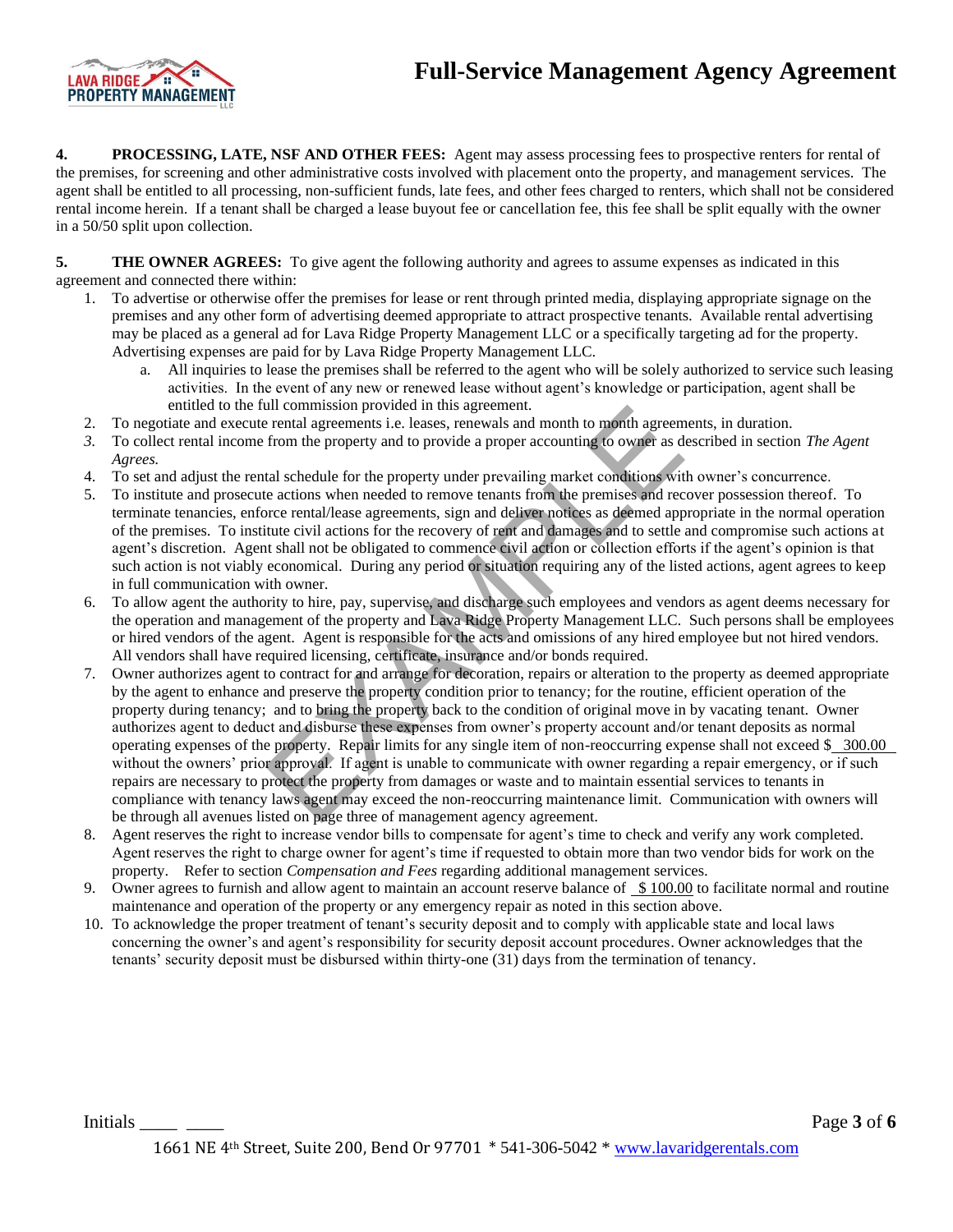**4. PROCESSING, LATE, NSF AND OTHER FEES:** Agent may assess processing fees to prospective renters for rental of the premises, for screening and other administrative costs involved with placement onto the property, and management services. The agent shall be entitled to all processing, non-sufficient funds, late fees, and other fees charged to renters, which shall not be considered rental income herein. If a tenant shall be charged a lease buyout fee or cancellation fee, this fee shall be split equally with the owner in a 50/50 split upon collection.

**5. THE OWNER AGREES:** To give agent the following authority and agrees to assume expenses as indicated in this agreement and connected there within:

1. To advertise or otherwise offer the premises for lease or rent through printed media, displaying appropriate signage on the premises and any other form of advertising deemed appropriate to attract prospective tenants. Available rental advertising may be placed as a general ad for Lava Ridge Property Management LLC or a specifically targeting ad for the property. Advertising expenses are paid for by Lava Ridge Property Management LLC.
    a. All inquiries to lease the premises shall be referred to the agent who will be solely authorized to service such leasing activities. In the event of any new or renewed lease without agent's knowledge or participation, agent shall be entitled to the full commission provided in this agreement.
2. To negotiate and execute rental agreements i.e. leases, renewals and month to month agreements, in duration.
3. To collect rental income from the property and to provide a proper accounting to owner as described in section *The Agent Agrees.*
4. To set and adjust the rental schedule for the property under prevailing market conditions with owner's concurrence.
5. To institute and prosecute actions when needed to remove tenants from the premises and recover possession thereof. To terminate tenancies, enforce rental/lease agreements, sign and deliver notices as deemed appropriate in the normal operation of the premises. To institute civil actions for the recovery of rent and damages and to settle and compromise such actions at agent's discretion. Agent shall not be obligated to commence civil action or collection efforts if the agent's opinion is that such action is not viably economical. During any period or situation requiring any of the listed actions, agent agrees to keep in full communication with owner.
6. To allow agent the authority to hire, pay, supervise, and discharge such employees and vendors as agent deems necessary for the operation and management of the property and Lava Ridge Property Management LLC. Such persons shall be employees or hired vendors of the agent. Agent is responsible for the acts and omissions of any hired employee but not hired vendors. All vendors shall have required licensing, certificate, insurance and/or bonds required.
7. Owner authorizes agent to contract for and arrange for decoration, repairs or alteration to the property as deemed appropriate by the agent to enhance and preserve the property condition prior to tenancy; for the routine, efficient operation of the property during tenancy; and to bring the property back to the condition of original move in by vacating tenant. Owner authorizes agent to deduct and disburse these expenses from owner's property account and/or tenant deposits as normal operating expenses of the property. Repair limits for any single item of non-reoccurring expense shall not exceed $ 300.00 without the owners' prior approval. If agent is unable to communicate with owner regarding a repair emergency, or if such repairs are necessary to protect the property from damages or waste and to maintain essential services to tenants in compliance with tenancy laws agent may exceed the non-reoccurring maintenance limit. Communication with owners will be through all avenues listed on page three of management agency agreement.
8. Agent reserves the right to increase vendor bills to compensate for agent's time to check and verify any work completed. Agent reserves the right to charge owner for agent's time if requested to obtain more than two vendor bids for work on the property. Refer to section *Compensation and Fees* regarding additional management services.
9. Owner agrees to furnish and allow agent to maintain an account reserve balance of $ 100.00 to facilitate normal and routine maintenance and operation of the property or any emergency repair as noted in this section above.
10. To acknowledge the proper treatment of tenant's security deposit and to comply with applicable state and local laws concerning the owner's and agent's responsibility for security deposit account procedures. Owner acknowledges that the tenants' security deposit must be disbursed within thirty-one (31) days from the termination of tenancy.

Initials ____ ____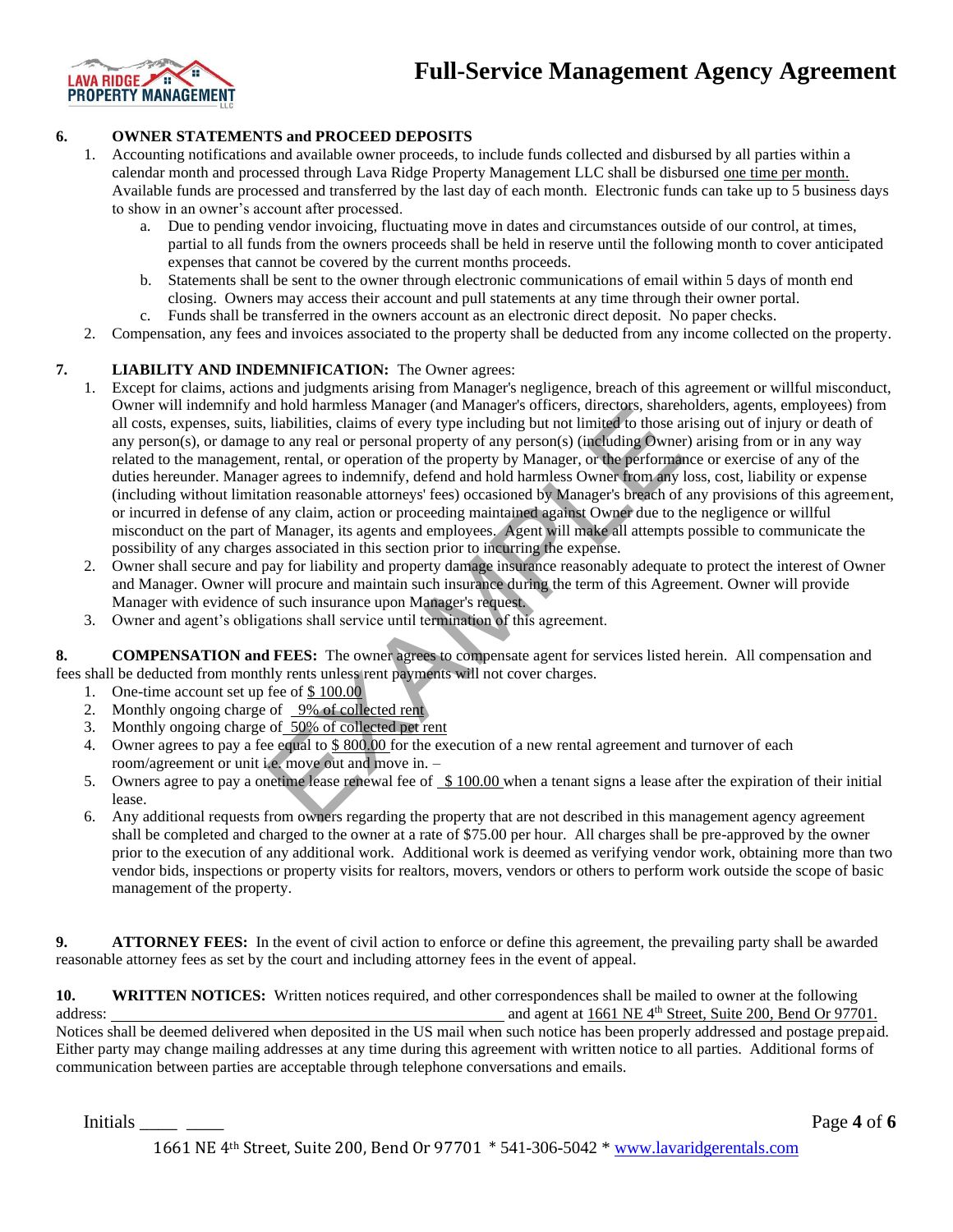### 6. OWNER STATEMENTS and PROCEED DEPOSITS

1. Accounting notifications and available owner proceeds, to include funds collected and disbursed by all parties within a calendar month and processed through Lava Ridge Property Management LLC shall be disbursed one time per month. Available funds are processed and transferred by the last day of each month. Electronic funds can take up to 5 business days to show in an owner's account after processed.
   a. Due to pending vendor invoicing, fluctuating move in dates and circumstances outside of our control, at times, partial to all funds from the owners proceeds shall be held in reserve until the following month to cover anticipated expenses that cannot be covered by the current months proceeds.
   b. Statements shall be sent to the owner through electronic communications of email within 5 days of month end closing. Owners may access their account and pull statements at any time through their owner portal.
   c. Funds shall be transferred in the owners account as an electronic direct deposit. No paper checks.
2. Compensation, any fees and invoices associated to the property shall be deducted from any income collected on the property.

### 7. LIABILITY AND INDEMNIFICATION: The Owner agrees:

1. Except for claims, actions and judgments arising from Manager's negligence, breach of this agreement or willful misconduct, Owner will indemnify and hold harmless Manager (and Manager's officers, directors, shareholders, agents, employees) from all costs, expenses, suits, liabilities, claims of every type including but not limited to those arising out of injury or death of any person(s), or damage to any real or personal property of any person(s) (including Owner) arising from or in any way related to the management, rental, or operation of the property by Manager, or the performance or exercise of any of the duties hereunder. Manager agrees to indemnify, defend and hold harmless Owner from any loss, cost, liability or expense (including without limitation reasonable attorneys' fees) occasioned by Manager's breach of any provisions of this agreement, or incurred in defense of any claim, action or proceeding maintained against Owner due to the negligence or willful misconduct on the part of Manager, its agents and employees. Agent will make all attempts possible to communicate the possibility of any charges associated in this section prior to incurring the expense.
2. Owner shall secure and pay for liability and property damage insurance reasonably adequate to protect the interest of Owner and Manager. Owner will procure and maintain such insurance during the term of this Agreement. Owner will provide Manager with evidence of such insurance upon Manager's request.
3. Owner and agent's obligations shall service until termination of this agreement.

### 8. COMPENSATION and FEES: The owner agrees to compensate agent for services listed herein. All compensation and fees shall be deducted from monthly rents unless rent payments will not cover charges.

1. One-time account set up fee of $ 100.00
2. Monthly ongoing charge of 9% of collected rent
3. Monthly ongoing charge of 50% of collected pet rent
4. Owner agrees to pay a fee equal to $ 800.00 for the execution of a new rental agreement and turnover of each room/agreement or unit i.e. move out and move in. –
5. Owners agree to pay a onetime lease renewal fee of $ 100.00 when a tenant signs a lease after the expiration of their initial lease.
6. Any additional requests from owners regarding the property that are not described in this management agency agreement shall be completed and charged to the owner at a rate of $75.00 per hour. All charges shall be pre-approved by the owner prior to the execution of any additional work. Additional work is deemed as verifying vendor work, obtaining more than two vendor bids, inspections or property visits for realtors, movers, vendors or others to perform work outside the scope of basic management of the property.

### 9. ATTORNEY FEES: In the event of civil action to enforce or define this agreement, the prevailing party shall be awarded reasonable attorney fees as set by the court and including attorney fees in the event of appeal.

### 10. WRITTEN NOTICES: Written notices required, and other correspondences shall be mailed to owner at the following address: ______________________________________________ and agent at 1661 NE 4th Street, Suite 200, Bend Or 97701.

Notices shall be deemed delivered when deposited in the US mail when such notice has been properly addressed and postage prepaid. Either party may change mailing addresses at any time during this agreement with written notice to all parties. Additional forms of communication between parties are acceptable through telephone conversations and emails.

Initials ____ ____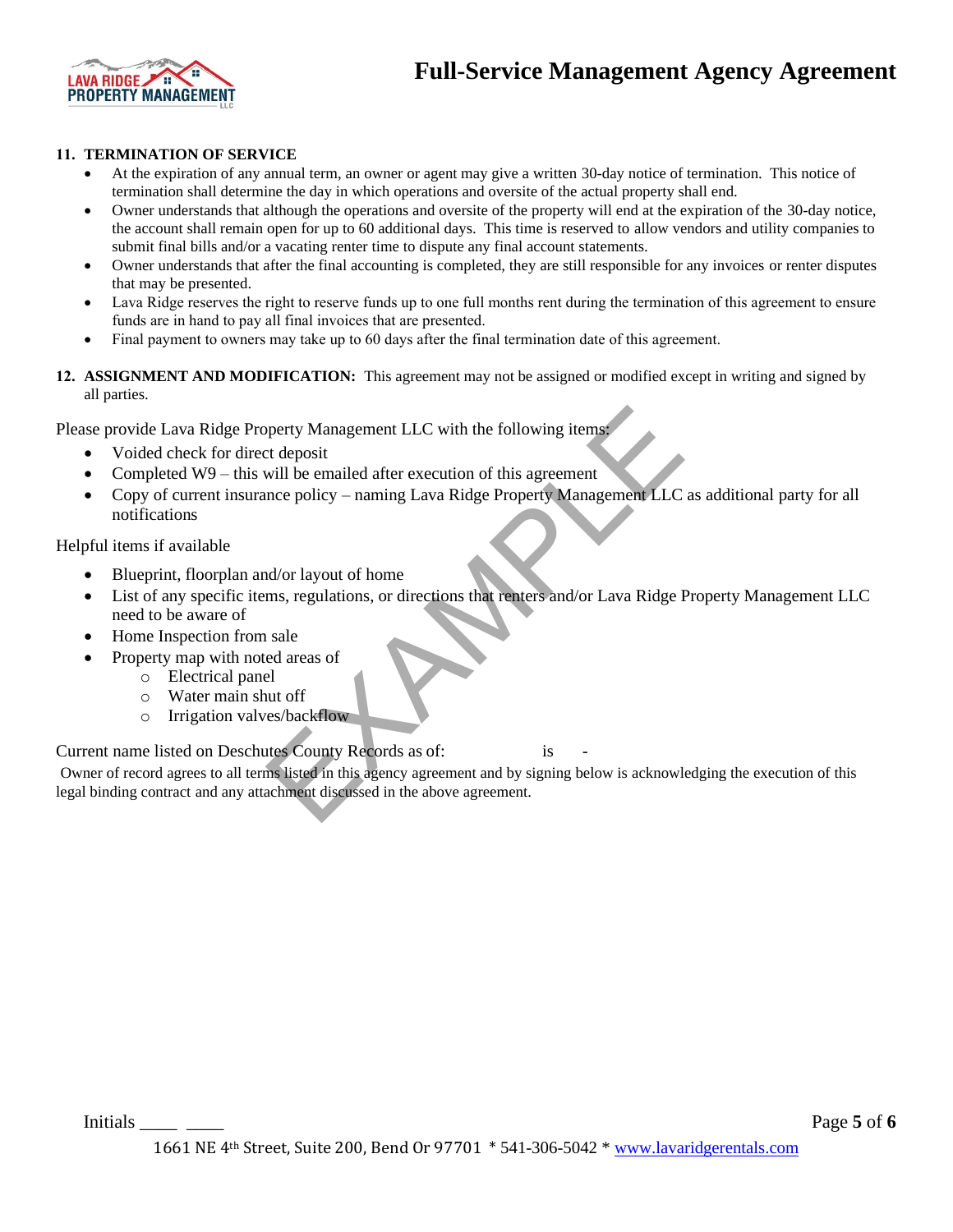**11. TERMINATION OF SERVICE**

- At the expiration of any annual term, an owner or agent may give a written 30-day notice of termination. This notice of termination shall determine the day in which operations and oversite of the actual property shall end.
- Owner understands that although the operations and oversite of the property will end at the expiration of the 30-day notice, the account shall remain open for up to 60 additional days. This time is reserved to allow vendors and utility companies to submit final bills and/or a vacating renter time to dispute any final account statements.
- Owner understands that after the final accounting is completed, they are still responsible for any invoices or renter disputes that may be presented.
- Lava Ridge reserves the right to reserve funds up to one full months rent during the termination of this agreement to ensure funds are in hand to pay all final invoices that are presented.
- Final payment to owners may take up to 60 days after the final termination date of this agreement.

**12. ASSIGNMENT AND MODIFICATION:** This agreement may not be assigned or modified except in writing and signed by all parties.

Please provide Lava Ridge Property Management LLC with the following items:

- Voided check for direct deposit
- Completed W9 – this will be emailed after execution of this agreement
- Copy of current insurance policy – naming Lava Ridge Property Management LLC as additional party for all notifications

Helpful items if available

- Blueprint, floorplan and/or layout of home
- List of any specific items, regulations, or directions that renters and/or Lava Ridge Property Management LLC need to be aware of
- Home Inspection from sale
- Property map with noted areas of
  - Electrical panel
  - Water main shut off
  - Irrigation valves/backflow

Current name listed on Deschutes County Records as of: is -

Owner of record agrees to all terms listed in this agency agreement and by signing below is acknowledging the execution of this legal binding contract and any attachment discussed in the above agreement.

Initials ____ ____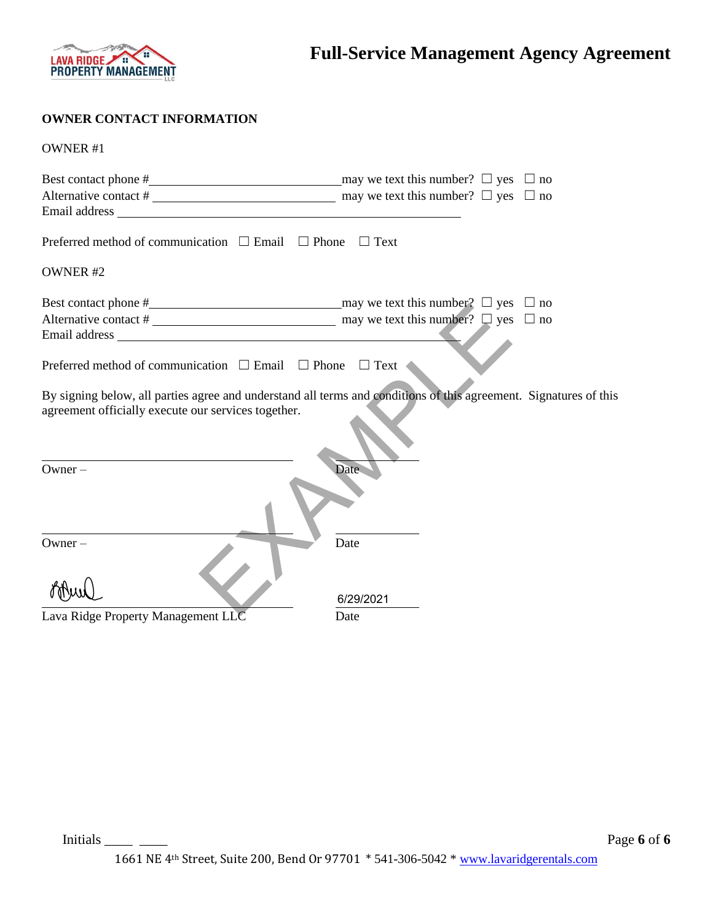# Full-Service Management Agency Agreement

**OWNER CONTACT INFORMATION**

OWNER #1

Best contact phone #\_\_\_\_\_\_\_\_\_\_\_\_\_\_\_\_\_\_\_\_\_\_\_\_\_\_\_\_\_\_ may we text this number? ☐ yes ☐ no
Alternative contact # \_\_\_\_\_\_\_\_\_\_\_\_\_\_\_\_\_\_\_\_\_\_\_\_\_\_\_\_\_\_ may we text this number? ☐ yes ☐ no
Email address \_\_\_\_\_\_\_\_\_\_\_\_\_\_\_\_\_\_\_\_\_\_\_\_\_\_\_\_\_\_\_\_\_\_\_\_\_\_\_\_\_\_\_\_\_\_\_\_\_\_\_\_\_\_

Preferred method of communication ☐ Email ☐ Phone ☐ Text

OWNER #2

Best contact phone #\_\_\_\_\_\_\_\_\_\_\_\_\_\_\_\_\_\_\_\_\_\_\_\_\_\_\_\_\_\_ may we text this number? ☐ yes ☐ no
Alternative contact # \_\_\_\_\_\_\_\_\_\_\_\_\_\_\_\_\_\_\_\_\_\_\_\_\_\_\_\_\_\_ may we text this number? ☐ yes ☐ no
Email address \_\_\_\_\_\_\_\_\_\_\_\_\_\_\_\_\_\_\_\_\_\_\_\_\_\_\_\_\_\_\_\_\_\_\_\_\_\_\_\_\_\_\_\_\_\_\_\_\_\_\_\_\_\_

Preferred method of communication ☐ Email ☐ Phone ☐ Text

By signing below, all parties agree and understand all terms and conditions of this agreement. Signatures of this agreement officially execute our services together.

\_\_\_\_\_\_\_\_\_\_\_\_\_\_\_\_\_\_\_\_\_\_\_\_\_\_\_\_\_\_\_\_\_\_ \_\_\_\_\_\_\_\_\_\_\_\_
Owner – Date

\_\_\_\_\_\_\_\_\_\_\_\_\_\_\_\_\_\_\_\_\_\_\_\_\_\_\_\_\_\_\_\_\_\_ \_\_\_\_\_\_\_\_\_\_\_\_
Owner – Date

[signature] 6/29/2021
Lava Ridge Property Management LLC Date

EXAMPLE

Initials \_\_\_\_ \_\_\_\_

1661 NE 4th Street, Suite 200, Bend Or 97701 * 541-306-5042 * www.lavaridgerentals.com